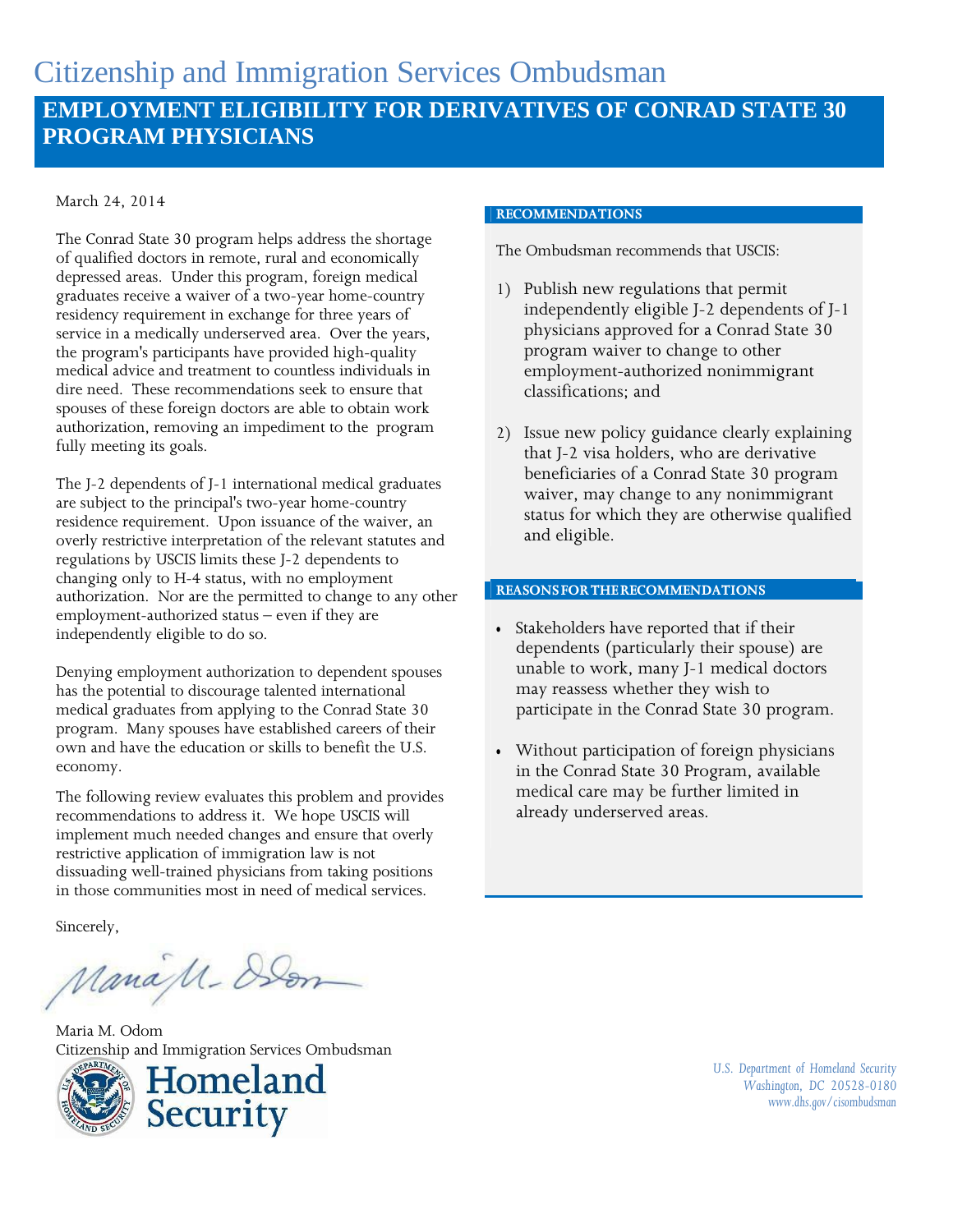# Citizenship and Immigration Services Ombudsman

## EMPLOYMENT ELIGIBILITY FOR DERIVATIVES OF CONRAD STATE 30 PROGRAM PHYSICIANS

March 24, 2014

The Conrad State 30 program helps address the shortage of qualified doctors in remote, rural and economically depressed areas. Under this program, foreign medical graduates receive a waiver of a two-year home-country residency requirement in exchange for three years of service in a medically underserved area. Over the years, the program's participants have provided high-quality medical advice and treatment to countless individuals in dire need. These recommendations seek to ensure that spouses of these foreign doctors are able to obtain work authorization, removing an impediment to the program fully meeting its goals.

The J-2 dependents of J-1 international medical graduates are subject to the principal's two-year home-country residence requirement. Upon issuance of the waiver, an overly restrictive interpretation of the relevant statutes and regulations by USCIS limits these J-2 dependents to changing only to H-4 status, with no employment authorization. Nor are the permitted to change to any other employment-authorized status – even if they are independently eligible to do so.

Denying employment authorization to dependent spouses has the potential to discourage talented international medical graduates from applying to the Conrad State 30 program. Many spouses have established careers of their own and have the education or skills to benefit the U.S. economy.

The following review evaluates this problem and provides recommendations to address it. We hope USCIS will implement much needed changes and ensure that overly restrictive application of immigration law is not dissuading well-trained physicians from taking positions in those communities most in need of medical services.

Sincerely,

Maria M. Odom
Citizenship and Immigration Services Ombudsman

### RECOMMENDATIONS

The Ombudsman recommends that USCIS:

1) Publish new regulations that permit independently eligible J-2 dependents of J-1 physicians approved for a Conrad State 30 program waiver to change to other employment-authorized nonimmigrant classifications; and

2) Issue new policy guidance clearly explaining that J-2 visa holders, who are derivative beneficiaries of a Conrad State 30 program waiver, may change to any nonimmigrant status for which they are otherwise qualified and eligible.

### REASONS FOR THE RECOMMENDATIONS

- Stakeholders have reported that if their dependents (particularly their spouse) are unable to work, many J-1 medical doctors may reassess whether they wish to participate in the Conrad State 30 program.
- Without participation of foreign physicians in the Conrad State 30 Program, available medical care may be further limited in already underserved areas.

U.S. Department of Homeland Security
Washington, DC 20528-0180
www.dhs.gov/cisombudsman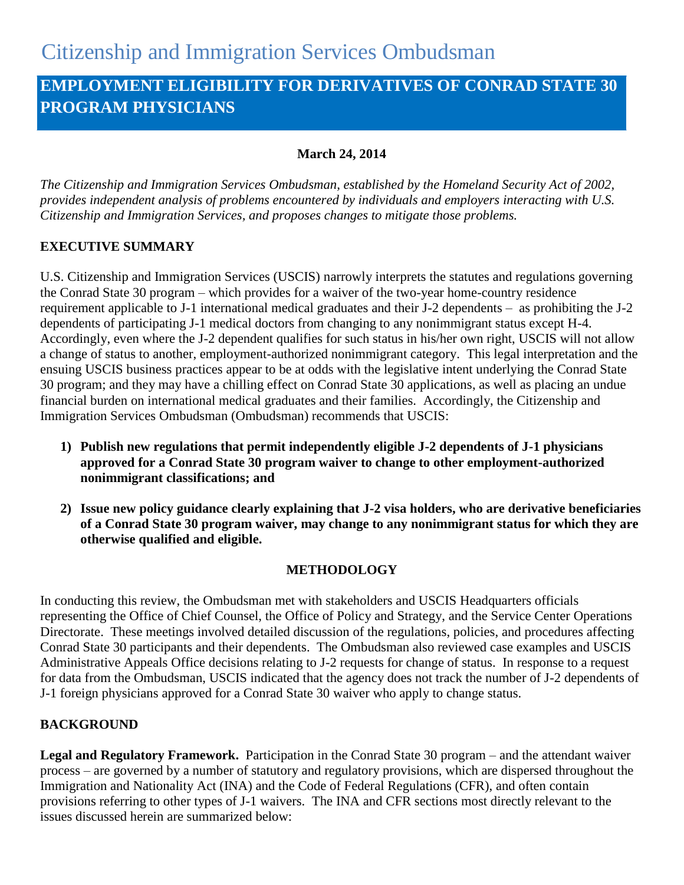# Citizenship and Immigration Services Ombudsman

## EMPLOYMENT ELIGIBILITY FOR DERIVATIVES OF CONRAD STATE 30 PROGRAM PHYSICIANS

**March 24, 2014**

*The Citizenship and Immigration Services Ombudsman, established by the Homeland Security Act of 2002, provides independent analysis of problems encountered by individuals and employers interacting with U.S. Citizenship and Immigration Services, and proposes changes to mitigate those problems.*

### EXECUTIVE SUMMARY

U.S. Citizenship and Immigration Services (USCIS) narrowly interprets the statutes and regulations governing the Conrad State 30 program – which provides for a waiver of the two-year home-country residence requirement applicable to J-1 international medical graduates and their J-2 dependents – as prohibiting the J-2 dependents of participating J-1 medical doctors from changing to any nonimmigrant status except H-4. Accordingly, even where the J-2 dependent qualifies for such status in his/her own right, USCIS will not allow a change of status to another, employment-authorized nonimmigrant category. This legal interpretation and the ensuing USCIS business practices appear to be at odds with the legislative intent underlying the Conrad State 30 program; and they may have a chilling effect on Conrad State 30 applications, as well as placing an undue financial burden on international medical graduates and their families. Accordingly, the Citizenship and Immigration Services Ombudsman (Ombudsman) recommends that USCIS:

1) **Publish new regulations that permit independently eligible J-2 dependents of J-1 physicians approved for a Conrad State 30 program waiver to change to other employment-authorized nonimmigrant classifications; and**

2) **Issue new policy guidance clearly explaining that J-2 visa holders, who are derivative beneficiaries of a Conrad State 30 program waiver, may change to any nonimmigrant status for which they are otherwise qualified and eligible.**

### METHODOLOGY

In conducting this review, the Ombudsman met with stakeholders and USCIS Headquarters officials representing the Office of Chief Counsel, the Office of Policy and Strategy, and the Service Center Operations Directorate. These meetings involved detailed discussion of the regulations, policies, and procedures affecting Conrad State 30 participants and their dependents. The Ombudsman also reviewed case examples and USCIS Administrative Appeals Office decisions relating to J-2 requests for change of status. In response to a request for data from the Ombudsman, USCIS indicated that the agency does not track the number of J-2 dependents of J-1 foreign physicians approved for a Conrad State 30 waiver who apply to change status.

### BACKGROUND

**Legal and Regulatory Framework.** Participation in the Conrad State 30 program – and the attendant waiver process – are governed by a number of statutory and regulatory provisions, which are dispersed throughout the Immigration and Nationality Act (INA) and the Code of Federal Regulations (CFR), and often contain provisions referring to other types of J-1 waivers. The INA and CFR sections most directly relevant to the issues discussed herein are summarized below: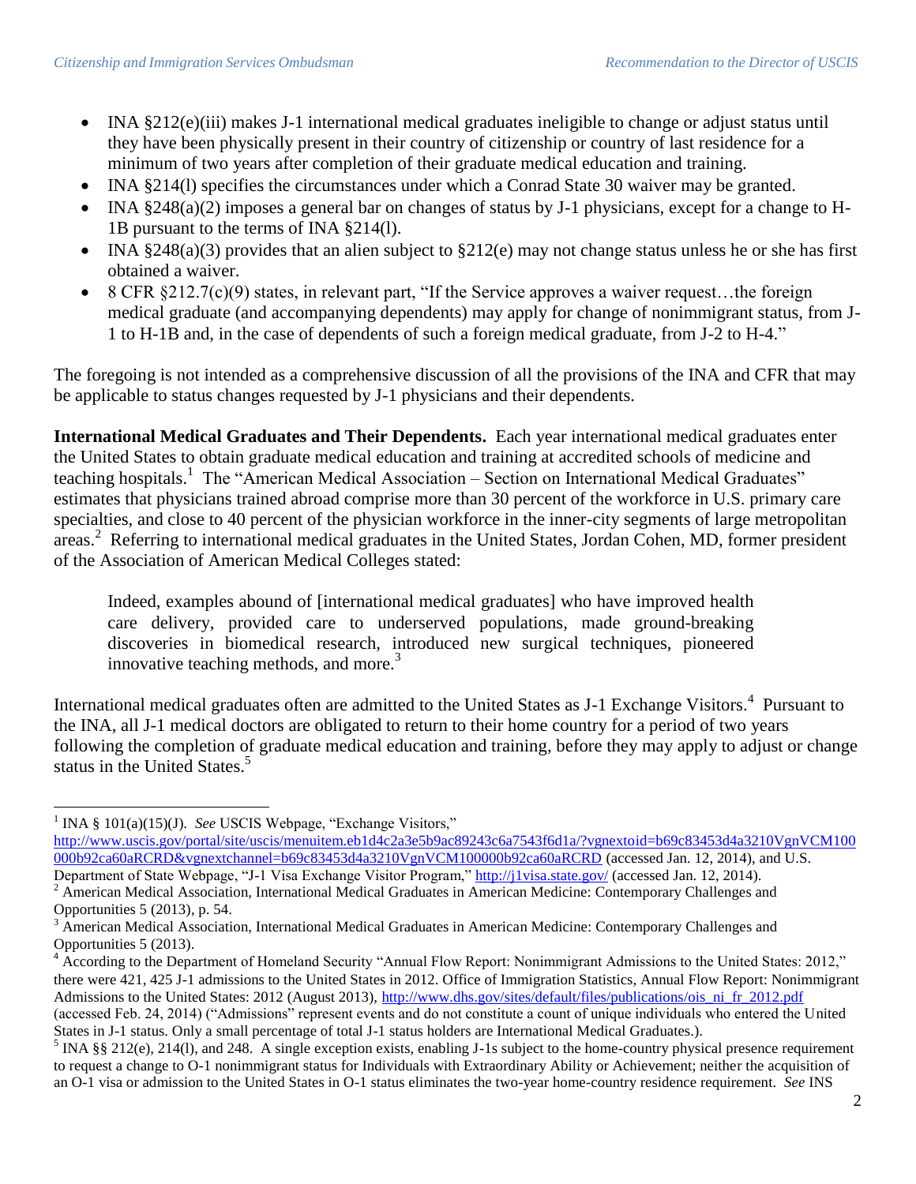- INA §212(e)(iii) makes J-1 international medical graduates ineligible to change or adjust status until they have been physically present in their country of citizenship or country of last residence for a minimum of two years after completion of their graduate medical education and training.
- INA §214(l) specifies the circumstances under which a Conrad State 30 waiver may be granted.
- INA §248(a)(2) imposes a general bar on changes of status by J-1 physicians, except for a change to H-1B pursuant to the terms of INA §214(l).
- INA §248(a)(3) provides that an alien subject to §212(e) may not change status unless he or she has first obtained a waiver.
- 8 CFR §212.7(c)(9) states, in relevant part, "If the Service approves a waiver request…the foreign medical graduate (and accompanying dependents) may apply for change of nonimmigrant status, from J-1 to H-1B and, in the case of dependents of such a foreign medical graduate, from J-2 to H-4."

The foregoing is not intended as a comprehensive discussion of all the provisions of the INA and CFR that may be applicable to status changes requested by J-1 physicians and their dependents.

**International Medical Graduates and Their Dependents.** Each year international medical graduates enter the United States to obtain graduate medical education and training at accredited schools of medicine and teaching hospitals.[1] The "American Medical Association – Section on International Medical Graduates" estimates that physicians trained abroad comprise more than 30 percent of the workforce in U.S. primary care specialties, and close to 40 percent of the physician workforce in the inner-city segments of large metropolitan areas.[2] Referring to international medical graduates in the United States, Jordan Cohen, MD, former president of the Association of American Medical Colleges stated:

> Indeed, examples abound of [international medical graduates] who have improved health care delivery, provided care to underserved populations, made ground-breaking discoveries in biomedical research, introduced new surgical techniques, pioneered innovative teaching methods, and more.[3]

International medical graduates often are admitted to the United States as J-1 Exchange Visitors.[4] Pursuant to the INA, all J-1 medical doctors are obligated to return to their home country for a period of two years following the completion of graduate medical education and training, before they may apply to adjust or change status in the United States.[5]

---

[1] INA § 101(a)(15)(J). *See* USCIS Webpage, "Exchange Visitors," http://www.uscis.gov/portal/site/uscis/menuitem.eb1d4c2a3e5b9ac89243c6a7543f6d1a/?vgnextoid=b69c83453d4a3210VgnVCM100000b92ca60aRCRD&vgnextchannel=b69c83453d4a3210VgnVCM100000b92ca60aRCRD (accessed Jan. 12, 2014), and U.S. Department of State Webpage, "J-1 Visa Exchange Visitor Program," http://j1visa.state.gov/ (accessed Jan. 12, 2014).

[2] American Medical Association, International Medical Graduates in American Medicine: Contemporary Challenges and Opportunities 5 (2013), p. 54.

[3] American Medical Association, International Medical Graduates in American Medicine: Contemporary Challenges and Opportunities 5 (2013).

[4] According to the Department of Homeland Security "Annual Flow Report: Nonimmigrant Admissions to the United States: 2012," there were 421, 425 J-1 admissions to the United States in 2012. Office of Immigration Statistics, Annual Flow Report: Nonimmigrant Admissions to the United States: 2012 (August 2013), http://www.dhs.gov/sites/default/files/publications/ois_ni_fr_2012.pdf (accessed Feb. 24, 2014) ("Admissions" represent events and do not constitute a count of unique individuals who entered the United States in J-1 status. Only a small percentage of total J-1 status holders are International Medical Graduates.).

[5] INA §§ 212(e), 214(l), and 248. A single exception exists, enabling J-1s subject to the home-country physical presence requirement to request a change to O-1 nonimmigrant status for Individuals with Extraordinary Ability or Achievement; neither the acquisition of an O-1 visa or admission to the United States in O-1 status eliminates the two-year home-country residence requirement. *See* INS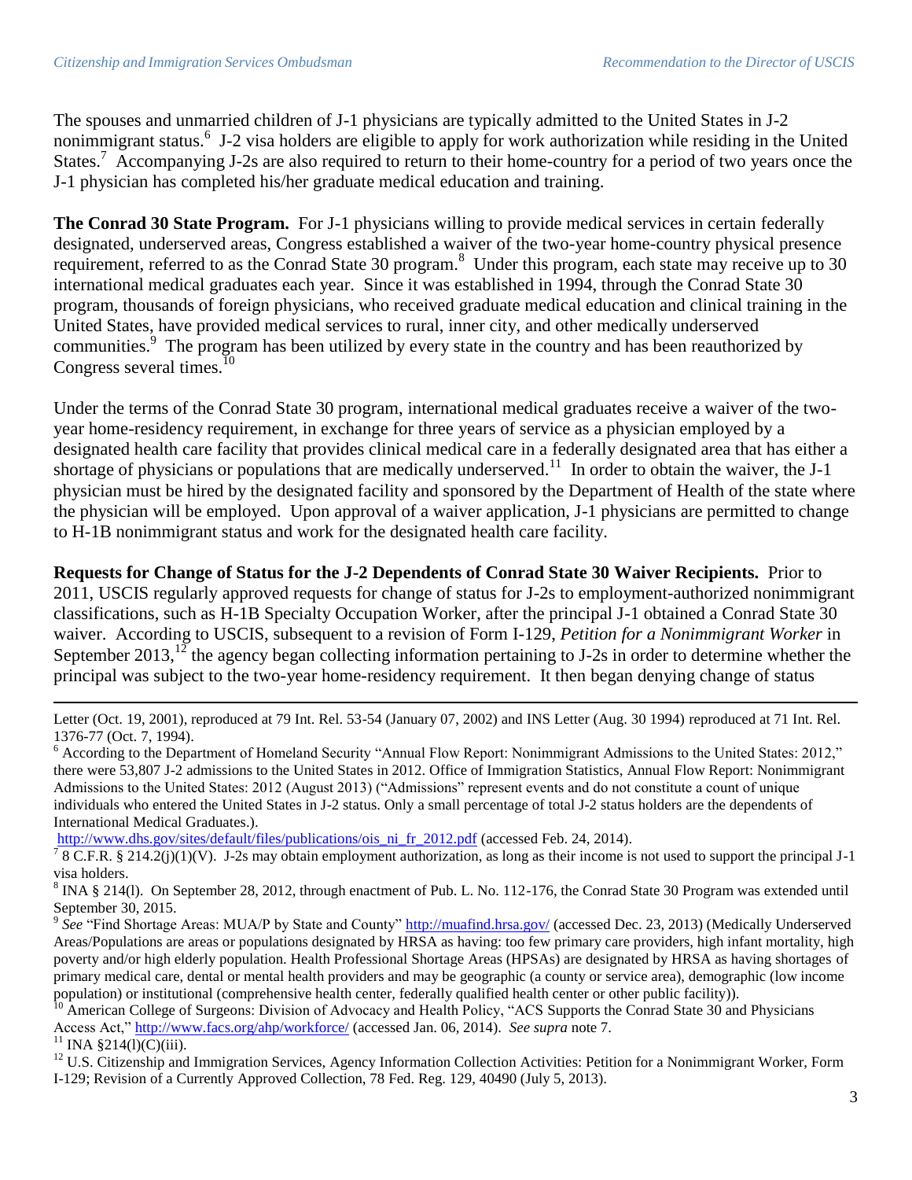The spouses and unmarried children of J-1 physicians are typically admitted to the United States in J-2 nonimmigrant status.[6] J-2 visa holders are eligible to apply for work authorization while residing in the United States.[7] Accompanying J-2s are also required to return to their home-country for a period of two years once the J-1 physician has completed his/her graduate medical education and training.

**The Conrad 30 State Program.** For J-1 physicians willing to provide medical services in certain federally designated, underserved areas, Congress established a waiver of the two-year home-country physical presence requirement, referred to as the Conrad State 30 program.[8] Under this program, each state may receive up to 30 international medical graduates each year. Since it was established in 1994, through the Conrad State 30 program, thousands of foreign physicians, who received graduate medical education and clinical training in the United States, have provided medical services to rural, inner city, and other medically underserved communities.[9] The program has been utilized by every state in the country and has been reauthorized by Congress several times.[10]

Under the terms of the Conrad State 30 program, international medical graduates receive a waiver of the two-year home-residency requirement, in exchange for three years of service as a physician employed by a designated health care facility that provides clinical medical care in a federally designated area that has either a shortage of physicians or populations that are medically underserved.[11] In order to obtain the waiver, the J-1 physician must be hired by the designated facility and sponsored by the Department of Health of the state where the physician will be employed. Upon approval of a waiver application, J-1 physicians are permitted to change to H-1B nonimmigrant status and work for the designated health care facility.

**Requests for Change of Status for the J-2 Dependents of Conrad State 30 Waiver Recipients.** Prior to 2011, USCIS regularly approved requests for change of status for J-2s to employment-authorized nonimmigrant classifications, such as H-1B Specialty Occupation Worker, after the principal J-1 obtained a Conrad State 30 waiver. According to USCIS, subsequent to a revision of Form I-129, *Petition for a Nonimmigrant Worker* in September 2013,[12] the agency began collecting information pertaining to J-2s in order to determine whether the principal was subject to the two-year home-residency requirement. It then began denying change of status

---

Letter (Oct. 19, 2001), reproduced at 79 Int. Rel. 53-54 (January 07, 2002) and INS Letter (Aug. 30 1994) reproduced at 71 Int. Rel. 1376-77 (Oct. 7, 1994).

[6] According to the Department of Homeland Security "Annual Flow Report: Nonimmigrant Admissions to the United States: 2012," there were 53,807 J-2 admissions to the United States in 2012. Office of Immigration Statistics, Annual Flow Report: Nonimmigrant Admissions to the United States: 2012 (August 2013) ("Admissions" represent events and do not constitute a count of unique individuals who entered the United States in J-2 status. Only a small percentage of total J-2 status holders are the dependents of International Medical Graduates.). http://www.dhs.gov/sites/default/files/publications/ois_ni_fr_2012.pdf (accessed Feb. 24, 2014).

[7] 8 C.F.R. § 214.2(j)(1)(V). J-2s may obtain employment authorization, as long as their income is not used to support the principal J-1 visa holders.

[8] INA § 214(l). On September 28, 2012, through enactment of Pub. L. No. 112-176, the Conrad State 30 Program was extended until September 30, 2015.

[9] *See* "Find Shortage Areas: MUA/P by State and County" http://muafind.hrsa.gov/ (accessed Dec. 23, 2013) (Medically Underserved Areas/Populations are areas or populations designated by HRSA as having: too few primary care providers, high infant mortality, high poverty and/or high elderly population. Health Professional Shortage Areas (HPSAs) are designated by HRSA as having shortages of primary medical care, dental or mental health providers and may be geographic (a county or service area), demographic (low income population) or institutional (comprehensive health center, federally qualified health center or other public facility)).

[10] American College of Surgeons: Division of Advocacy and Health Policy, "ACS Supports the Conrad State 30 and Physicians Access Act," http://www.facs.org/ahp/workforce/ (accessed Jan. 06, 2014). *See supra* note 7.

[11] INA §214(l)(C)(iii).

[12] U.S. Citizenship and Immigration Services, Agency Information Collection Activities: Petition for a Nonimmigrant Worker, Form I-129; Revision of a Currently Approved Collection, 78 Fed. Reg. 129, 40490 (July 5, 2013).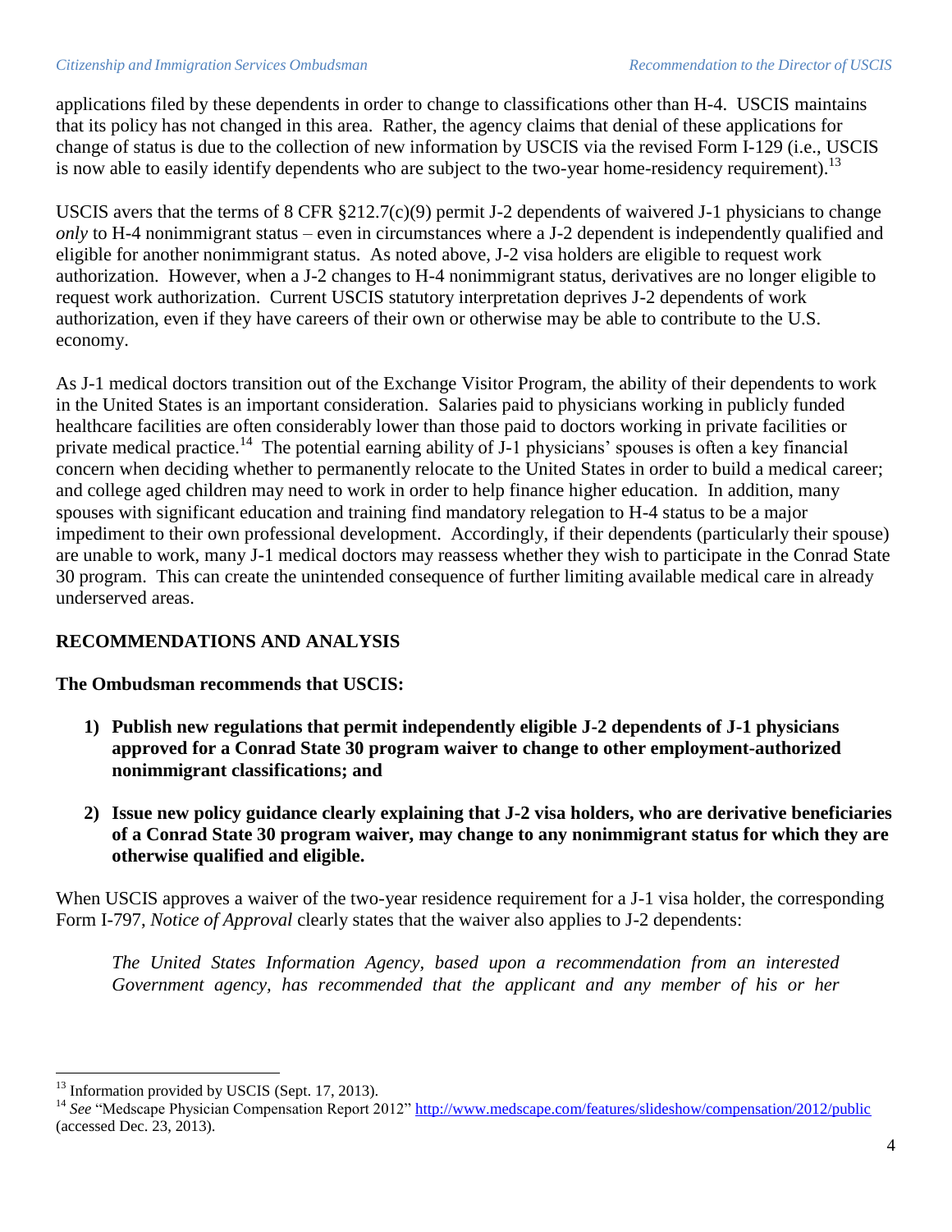applications filed by these dependents in order to change to classifications other than H-4. USCIS maintains that its policy has not changed in this area. Rather, the agency claims that denial of these applications for change of status is due to the collection of new information by USCIS via the revised Form I-129 (i.e., USCIS is now able to easily identify dependents who are subject to the two-year home-residency requirement).[13]

USCIS avers that the terms of 8 CFR §212.7(c)(9) permit J-2 dependents of waivered J-1 physicians to change *only* to H-4 nonimmigrant status – even in circumstances where a J-2 dependent is independently qualified and eligible for another nonimmigrant status. As noted above, J-2 visa holders are eligible to request work authorization. However, when a J-2 changes to H-4 nonimmigrant status, derivatives are no longer eligible to request work authorization. Current USCIS statutory interpretation deprives J-2 dependents of work authorization, even if they have careers of their own or otherwise may be able to contribute to the U.S. economy.

As J-1 medical doctors transition out of the Exchange Visitor Program, the ability of their dependents to work in the United States is an important consideration. Salaries paid to physicians working in publicly funded healthcare facilities are often considerably lower than those paid to doctors working in private facilities or private medical practice.[14] The potential earning ability of J-1 physicians' spouses is often a key financial concern when deciding whether to permanently relocate to the United States in order to build a medical career; and college aged children may need to work in order to help finance higher education. In addition, many spouses with significant education and training find mandatory relegation to H-4 status to be a major impediment to their own professional development. Accordingly, if their dependents (particularly their spouse) are unable to work, many J-1 medical doctors may reassess whether they wish to participate in the Conrad State 30 program. This can create the unintended consequence of further limiting available medical care in already underserved areas.

## RECOMMENDATIONS AND ANALYSIS

**The Ombudsman recommends that USCIS:**

1) **Publish new regulations that permit independently eligible J-2 dependents of J-1 physicians approved for a Conrad State 30 program waiver to change to other employment-authorized nonimmigrant classifications; and**

2) **Issue new policy guidance clearly explaining that J-2 visa holders, who are derivative beneficiaries of a Conrad State 30 program waiver, may change to any nonimmigrant status for which they are otherwise qualified and eligible.**

When USCIS approves a waiver of the two-year residence requirement for a J-1 visa holder, the corresponding Form I-797, *Notice of Approval* clearly states that the waiver also applies to J-2 dependents:

> *The United States Information Agency, based upon a recommendation from an interested Government agency, has recommended that the applicant and any member of his or her*

---

[13] Information provided by USCIS (Sept. 17, 2013).

[14] *See* "Medscape Physician Compensation Report 2012" http://www.medscape.com/features/slideshow/compensation/2012/public (accessed Dec. 23, 2013).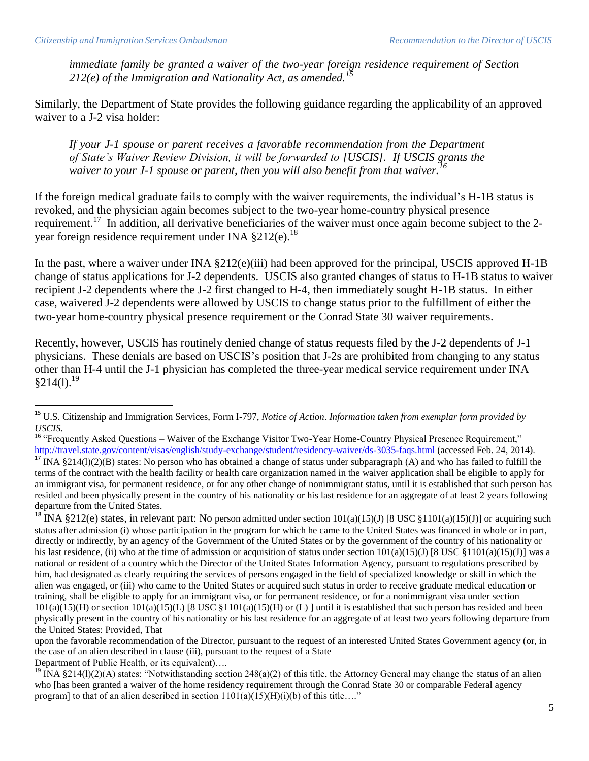*immediate family be granted a waiver of the two-year foreign residence requirement of Section 212(e) of the Immigration and Nationality Act, as amended.*[15]

Similarly, the Department of State provides the following guidance regarding the applicability of an approved waiver to a J-2 visa holder:

> *If your J-1 spouse or parent receives a favorable recommendation from the Department of State's Waiver Review Division, it will be forwarded to [USCIS]. If USCIS grants the waiver to your J-1 spouse or parent, then you will also benefit from that waiver.*[16]

If the foreign medical graduate fails to comply with the waiver requirements, the individual's H-1B status is revoked, and the physician again becomes subject to the two-year home-country physical presence requirement.[17] In addition, all derivative beneficiaries of the waiver must once again become subject to the 2-year foreign residence requirement under INA §212(e).[18]

In the past, where a waiver under INA §212(e)(iii) had been approved for the principal, USCIS approved H-1B change of status applications for J-2 dependents. USCIS also granted changes of status to H-1B status to waiver recipient J-2 dependents where the J-2 first changed to H-4, then immediately sought H-1B status. In either case, waivered J-2 dependents were allowed by USCIS to change status prior to the fulfillment of either the two-year home-country physical presence requirement or the Conrad State 30 waiver requirements.

Recently, however, USCIS has routinely denied change of status requests filed by the J-2 dependents of J-1 physicians. These denials are based on USCIS's position that J-2s are prohibited from changing to any status other than H-4 until the J-1 physician has completed the three-year medical service requirement under INA §214(l).[19]

---

[15] U.S. Citizenship and Immigration Services, Form I-797, *Notice of Action*. *Information taken from exemplar form provided by USCIS.*

[16] "Frequently Asked Questions – Waiver of the Exchange Visitor Two-Year Home-Country Physical Presence Requirement," http://travel.state.gov/content/visas/english/study-exchange/student/residency-waiver/ds-3035-faqs.html (accessed Feb. 24, 2014).

[17] INA §214(l)(2)(B) states: No person who has obtained a change of status under subparagraph (A) and who has failed to fulfill the terms of the contract with the health facility or health care organization named in the waiver application shall be eligible to apply for an immigrant visa, for permanent residence, or for any other change of nonimmigrant status, until it is established that such person has resided and been physically present in the country of his nationality or his last residence for an aggregate of at least 2 years following departure from the United States.

[18] INA §212(e) states, in relevant part: No person admitted under section 101(a)(15)(J) [8 USC §1101(a)(15)(J)] or acquiring such status after admission (i) whose participation in the program for which he came to the United States was financed in whole or in part, directly or indirectly, by an agency of the Government of the United States or by the government of the country of his nationality or his last residence, (ii) who at the time of admission or acquisition of status under section 101(a)(15)(J) [8 USC §1101(a)(15)(J)] was a national or resident of a country which the Director of the United States Information Agency, pursuant to regulations prescribed by him, had designated as clearly requiring the services of persons engaged in the field of specialized knowledge or skill in which the alien was engaged, or (iii) who came to the United States or acquired such status in order to receive graduate medical education or training, shall be eligible to apply for an immigrant visa, or for permanent residence, or for a nonimmigrant visa under section 101(a)(15)(H) or section 101(a)(15)(L) [8 USC §1101(a)(15)(H) or (L) ] until it is established that such person has resided and been physically present in the country of his nationality or his last residence for an aggregate of at least two years following departure from the United States: Provided, That

upon the favorable recommendation of the Director, pursuant to the request of an interested United States Government agency (or, in the case of an alien described in clause (iii), pursuant to the request of a State Department of Public Health, or its equivalent)….

[19] INA §214(l)(2)(A) states: "Notwithstanding section 248(a)(2) of this title, the Attorney General may change the status of an alien who [has been granted a waiver of the home residency requirement through the Conrad State 30 or comparable Federal agency program] to that of an alien described in section 1101(a)(15)(H)(i)(b) of this title…."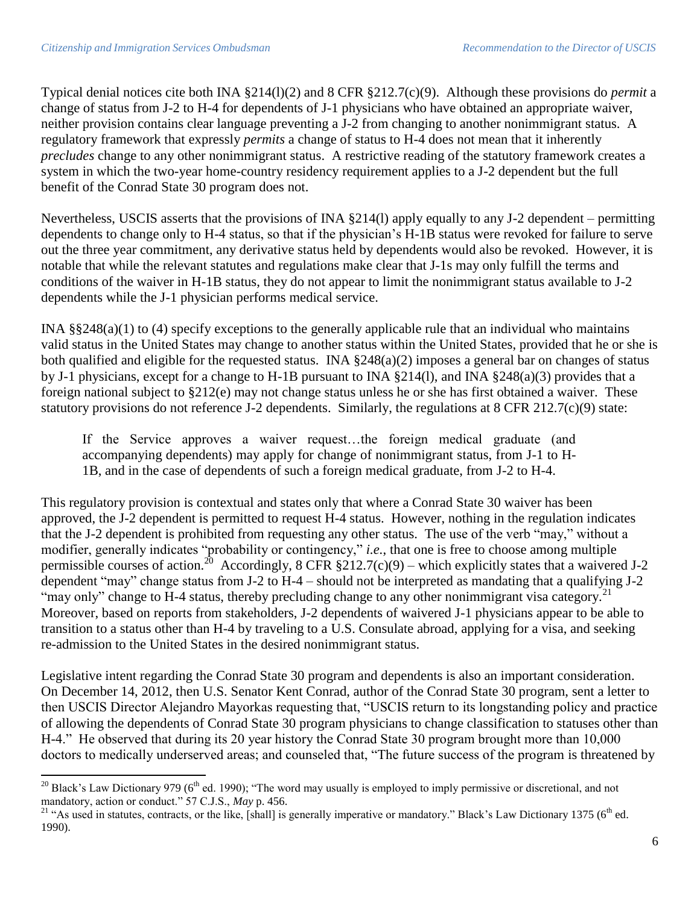Typical denial notices cite both INA §214(l)(2) and 8 CFR §212.7(c)(9). Although these provisions do *permit* a change of status from J-2 to H-4 for dependents of J-1 physicians who have obtained an appropriate waiver, neither provision contains clear language preventing a J-2 from changing to another nonimmigrant status. A regulatory framework that expressly *permits* a change of status to H-4 does not mean that it inherently *precludes* change to any other nonimmigrant status. A restrictive reading of the statutory framework creates a system in which the two-year home-country residency requirement applies to a J-2 dependent but the full benefit of the Conrad State 30 program does not.

Nevertheless, USCIS asserts that the provisions of INA §214(l) apply equally to any J-2 dependent – permitting dependents to change only to H-4 status, so that if the physician's H-1B status were revoked for failure to serve out the three year commitment, any derivative status held by dependents would also be revoked. However, it is notable that while the relevant statutes and regulations make clear that J-1s may only fulfill the terms and conditions of the waiver in H-1B status, they do not appear to limit the nonimmigrant status available to J-2 dependents while the J-1 physician performs medical service.

INA §§248(a)(1) to (4) specify exceptions to the generally applicable rule that an individual who maintains valid status in the United States may change to another status within the United States, provided that he or she is both qualified and eligible for the requested status. INA §248(a)(2) imposes a general bar on changes of status by J-1 physicians, except for a change to H-1B pursuant to INA §214(l), and INA §248(a)(3) provides that a foreign national subject to §212(e) may not change status unless he or she has first obtained a waiver. These statutory provisions do not reference J-2 dependents. Similarly, the regulations at 8 CFR 212.7(c)(9) state:

> If the Service approves a waiver request…the foreign medical graduate (and accompanying dependents) may apply for change of nonimmigrant status, from J-1 to H-1B, and in the case of dependents of such a foreign medical graduate, from J-2 to H-4.

This regulatory provision is contextual and states only that where a Conrad State 30 waiver has been approved, the J-2 dependent is permitted to request H-4 status. However, nothing in the regulation indicates that the J-2 dependent is prohibited from requesting any other status. The use of the verb "may," without a modifier, generally indicates "probability or contingency," *i.e.*, that one is free to choose among multiple permissible courses of action.[20] Accordingly, 8 CFR §212.7(c)(9) – which explicitly states that a waivered J-2 dependent "may" change status from J-2 to H-4 – should not be interpreted as mandating that a qualifying J-2 "may only" change to H-4 status, thereby precluding change to any other nonimmigrant visa category.[21] Moreover, based on reports from stakeholders, J-2 dependents of waivered J-1 physicians appear to be able to transition to a status other than H-4 by traveling to a U.S. Consulate abroad, applying for a visa, and seeking re-admission to the United States in the desired nonimmigrant status.

Legislative intent regarding the Conrad State 30 program and dependents is also an important consideration. On December 14, 2012, then U.S. Senator Kent Conrad, author of the Conrad State 30 program, sent a letter to then USCIS Director Alejandro Mayorkas requesting that, "USCIS return to its longstanding policy and practice of allowing the dependents of Conrad State 30 program physicians to change classification to statuses other than H-4." He observed that during its 20 year history the Conrad State 30 program brought more than 10,000 doctors to medically underserved areas; and counseled that, "The future success of the program is threatened by

---

[20] Black's Law Dictionary 979 (6th ed. 1990); "The word may usually is employed to imply permissive or discretional, and not mandatory, action or conduct." 57 C.J.S., *May* p. 456.

[21] "As used in statutes, contracts, or the like, [shall] is generally imperative or mandatory." Black's Law Dictionary 1375 (6th ed. 1990).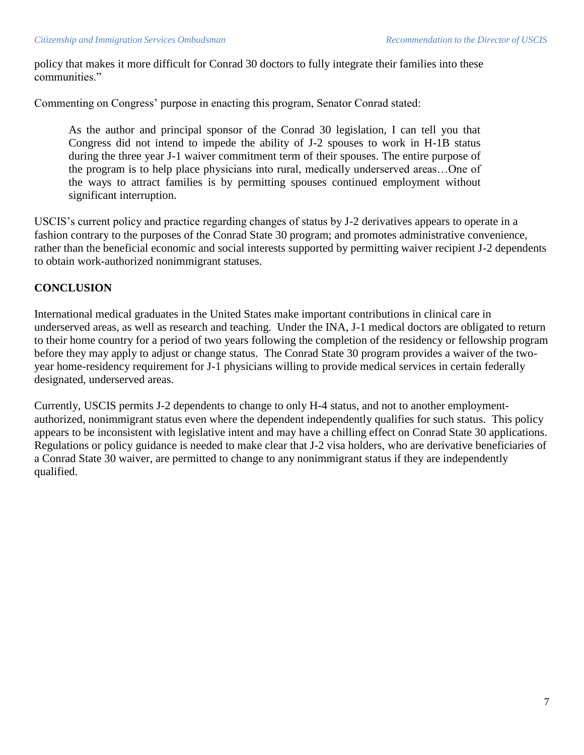policy that makes it more difficult for Conrad 30 doctors to fully integrate their families into these communities."

Commenting on Congress' purpose in enacting this program, Senator Conrad stated:

> As the author and principal sponsor of the Conrad 30 legislation, I can tell you that Congress did not intend to impede the ability of J-2 spouses to work in H-1B status during the three year J-1 waiver commitment term of their spouses. The entire purpose of the program is to help place physicians into rural, medically underserved areas…One of the ways to attract families is by permitting spouses continued employment without significant interruption.

USCIS's current policy and practice regarding changes of status by J-2 derivatives appears to operate in a fashion contrary to the purposes of the Conrad State 30 program; and promotes administrative convenience, rather than the beneficial economic and social interests supported by permitting waiver recipient J-2 dependents to obtain work-authorized nonimmigrant statuses.

## CONCLUSION

International medical graduates in the United States make important contributions in clinical care in underserved areas, as well as research and teaching. Under the INA, J-1 medical doctors are obligated to return to their home country for a period of two years following the completion of the residency or fellowship program before they may apply to adjust or change status. The Conrad State 30 program provides a waiver of the two-year home-residency requirement for J-1 physicians willing to provide medical services in certain federally designated, underserved areas.

Currently, USCIS permits J-2 dependents to change to only H-4 status, and not to another employment-authorized, nonimmigrant status even where the dependent independently qualifies for such status. This policy appears to be inconsistent with legislative intent and may have a chilling effect on Conrad State 30 applications. Regulations or policy guidance is needed to make clear that J-2 visa holders, who are derivative beneficiaries of a Conrad State 30 waiver, are permitted to change to any nonimmigrant status if they are independently qualified.